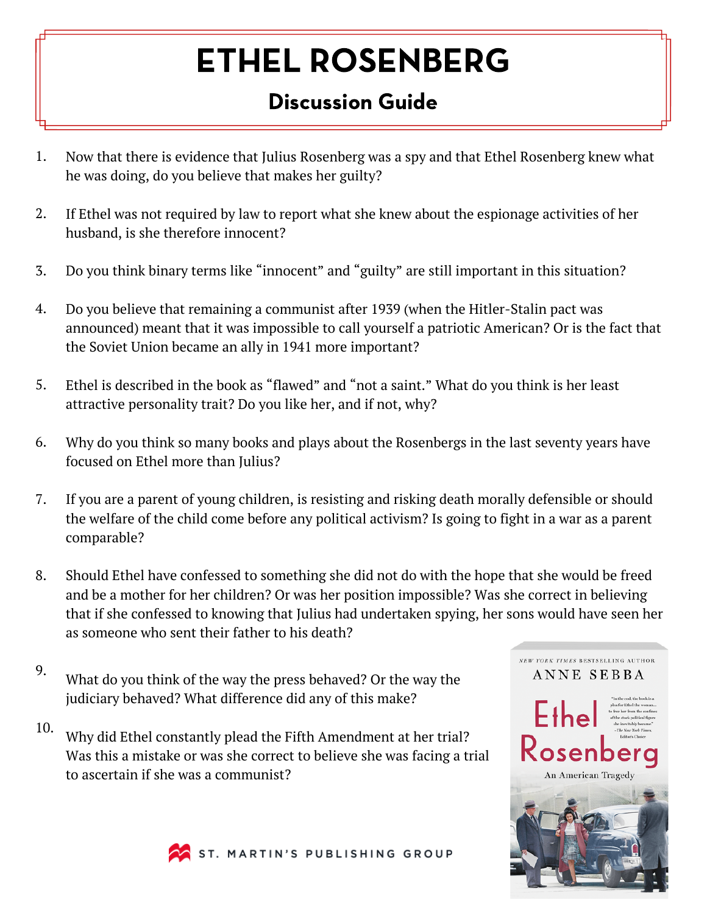# ETHEL ROSENBERG

## Discussion Guide

1. Now that there is evidence that Julius Rosenberg was a spy and that Ethel Rosenberg knew what he was doing, do you believe that makes her guilty?

2. If Ethel was not required by law to report what she knew about the espionage activities of her husband, is she therefore innocent?

3. Do you think binary terms like "innocent" and "guilty" are still important in this situation?

4. Do you believe that remaining a communist after 1939 (when the Hitler-Stalin pact was announced) meant that it was impossible to call yourself a patriotic American? Or is the fact that the Soviet Union became an ally in 1941 more important?

5. Ethel is described in the book as "flawed" and "not a saint." What do you think is her least attractive personality trait? Do you like her, and if not, why?

6. Why do you think so many books and plays about the Rosenbergs in the last seventy years have focused on Ethel more than Julius?

7. If you are a parent of young children, is resisting and risking death morally defensible or should the welfare of the child come before any political activism? Is going to fight in a war as a parent comparable?

8. Should Ethel have confessed to something she did not do with the hope that she would be freed and be a mother for her children? Or was her position impossible? Was she correct in believing that if she confessed to knowing that Julius had undertaken spying, her sons would have seen her as someone who sent their father to his death?

9. What do you think of the way the press behaved? Or the way the judiciary behaved? What difference did any of this make?

10. Why did Ethel constantly plead the Fifth Amendment at her trial? Was this a mistake or was she correct to believe she was facing a trial to ascertain if she was a communist?

NEW YORK TIMES BESTSELLING AUTHOR
ANNE SEBBA
Ethel Rosenberg
An American Tragedy

"In the end, the book is a plea for Ethel the woman... to free her from the confines of the stock political figure she inevitably became." —The New York Times, Editors' Choice

ST. MARTIN'S PUBLISHING GROUP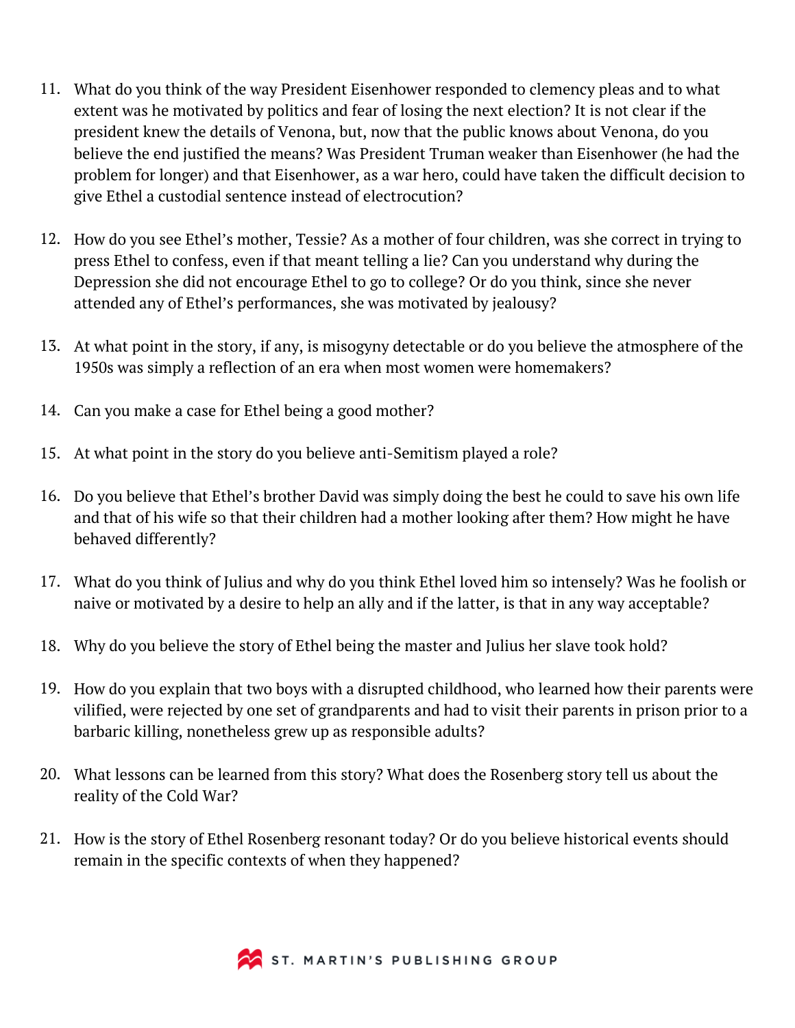11. What do you think of the way President Eisenhower responded to clemency pleas and to what extent was he motivated by politics and fear of losing the next election? It is not clear if the president knew the details of Venona, but, now that the public knows about Venona, do you believe the end justified the means? Was President Truman weaker than Eisenhower (he had the problem for longer) and that Eisenhower, as a war hero, could have taken the difficult decision to give Ethel a custodial sentence instead of electrocution?

12. How do you see Ethel's mother, Tessie? As a mother of four children, was she correct in trying to press Ethel to confess, even if that meant telling a lie? Can you understand why during the Depression she did not encourage Ethel to go to college? Or do you think, since she never attended any of Ethel's performances, she was motivated by jealousy?

13. At what point in the story, if any, is misogyny detectable or do you believe the atmosphere of the 1950s was simply a reflection of an era when most women were homemakers?

14. Can you make a case for Ethel being a good mother?

15. At what point in the story do you believe anti-Semitism played a role?

16. Do you believe that Ethel's brother David was simply doing the best he could to save his own life and that of his wife so that their children had a mother looking after them? How might he have behaved differently?

17. What do you think of Julius and why do you think Ethel loved him so intensely? Was he foolish or naive or motivated by a desire to help an ally and if the latter, is that in any way acceptable?

18. Why do you believe the story of Ethel being the master and Julius her slave took hold?

19. How do you explain that two boys with a disrupted childhood, who learned how their parents were vilified, were rejected by one set of grandparents and had to visit their parents in prison prior to a barbaric killing, nonetheless grew up as responsible adults?

20. What lessons can be learned from this story? What does the Rosenberg story tell us about the reality of the Cold War?

21. How is the story of Ethel Rosenberg resonant today? Or do you believe historical events should remain in the specific contexts of when they happened?

ST. MARTIN'S PUBLISHING GROUP